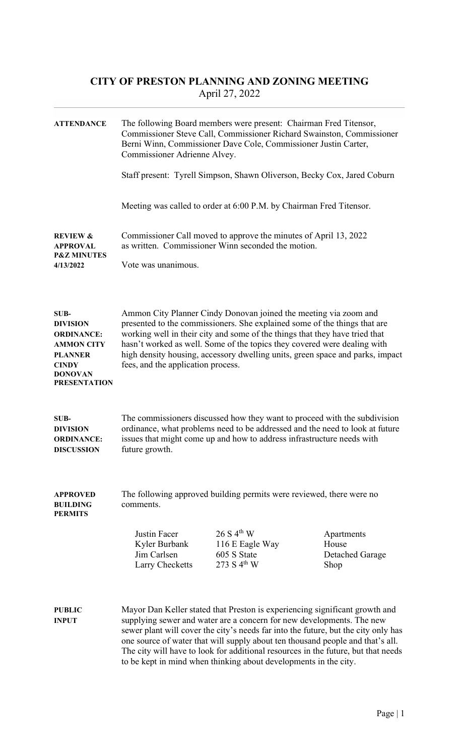# CITY OF PRESTON PLANNING AND ZONING MEETING

April 27, 2022

**ATTENDANCE**

The following Board members were present: Chairman Fred Titensor, Commissioner Steve Call, Commissioner Richard Swainston, Commissioner Berni Winn, Commissioner Dave Cole, Commissioner Justin Carter, Commissioner Adrienne Alvey.

Staff present: Tyrell Simpson, Shawn Oliverson, Becky Cox, Jared Coburn

Meeting was called to order at 6:00 P.M. by Chairman Fred Titensor.

**REVIEW & APPROVAL P&Z MINUTES 4/13/2022**

Commissioner Call moved to approve the minutes of April 13, 2022 as written. Commissioner Winn seconded the motion.

Vote was unanimous.

**SUB-DIVISION ORDINANCE: AMMON CITY PLANNER CINDY DONOVAN PRESENTATION**

Ammon City Planner Cindy Donovan joined the meeting via zoom and presented to the commissioners. She explained some of the things that are working well in their city and some of the things that they have tried that hasn't worked as well. Some of the topics they covered were dealing with high density housing, accessory dwelling units, green space and parks, impact fees, and the application process.

**SUB-DIVISION ORDINANCE: DISCUSSION**

The commissioners discussed how they want to proceed with the subdivision ordinance, what problems need to be addressed and the need to look at future issues that might come up and how to address infrastructure needs with future growth.

**APPROVED BUILDING PERMITS**

The following approved building permits were reviewed, there were no comments.

| | | |
|---|---|---|
| Justin Facer | 26 S 4th W | Apartments |
| Kyler Burbank | 116 E Eagle Way | House |
| Jim Carlsen | 605 S State | Detached Garage |
| Larry Checketts | 273 S 4th W | Shop |

**PUBLIC INPUT**

Mayor Dan Keller stated that Preston is experiencing significant growth and supplying sewer and water are a concern for new developments. The new sewer plant will cover the city's needs far into the future, but the city only has one source of water that will supply about ten thousand people and that's all. The city will have to look for additional resources in the future, but that needs to be kept in mind when thinking about developments in the city.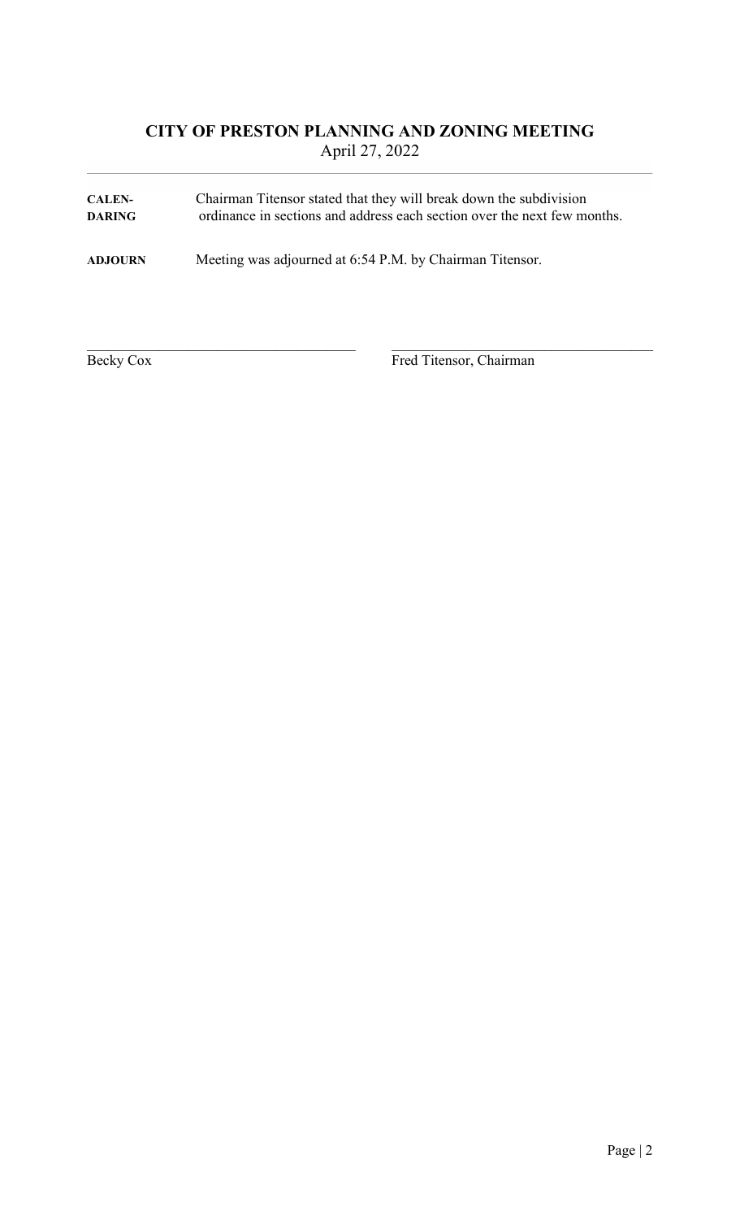## CITY OF PRESTON PLANNING AND ZONING MEETING

April 27, 2022

---

**CALEN-DARING** Chairman Titensor stated that they will break down the subdivision ordinance in sections and address each section over the next few months.

**ADJOURN** Meeting was adjourned at 6:54 P.M. by Chairman Titensor.

\_\_\_\_\_\_\_\_\_\_\_\_\_\_\_\_\_\_\_\_\_\_\_\_\_\_\_\_\_\_\_\_\_\_\_\_\_
Becky Cox

\_\_\_\_\_\_\_\_\_\_\_\_\_\_\_\_\_\_\_\_\_\_\_\_\_\_\_\_\_\_\_\_\_\_\_\_\_
Fred Titensor, Chairman